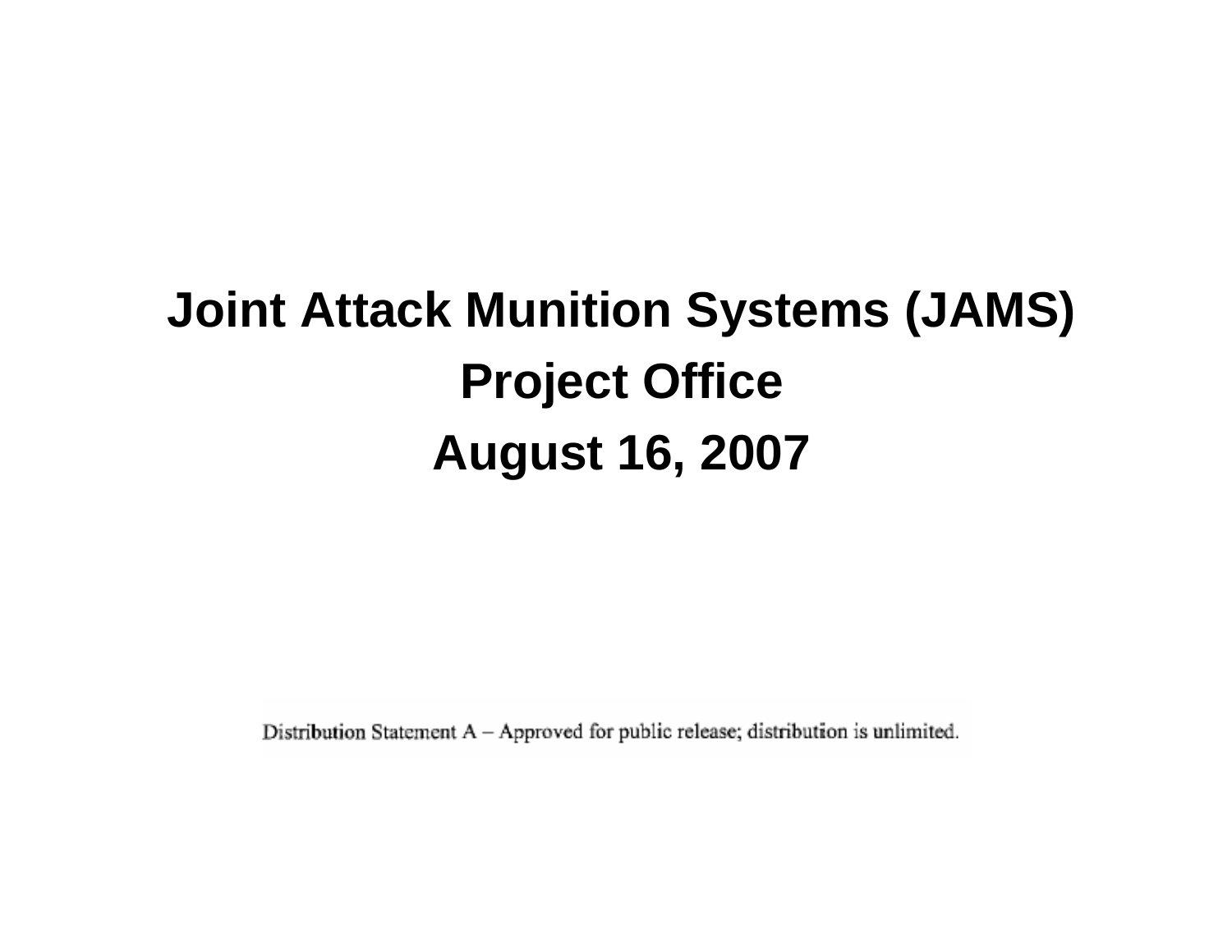# Joint Attack Munition Systems (JAMS)

# Project Office

# August 16, 2007

Distribution Statement A – Approved for public release; distribution is unlimited.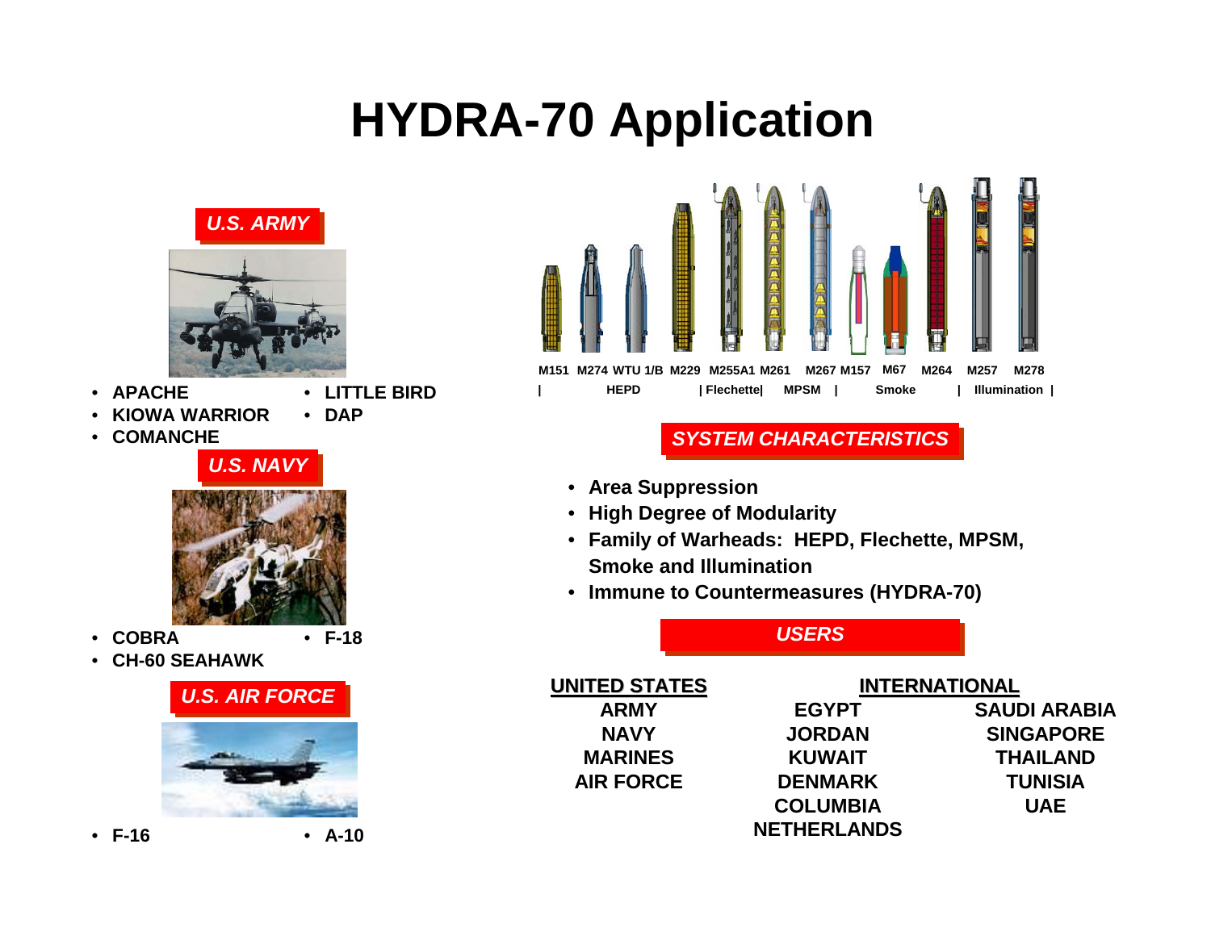# HYDRA-70 Application

## U.S. ARMY

- APACHE
- KIOWA WARRIOR
- COMANCHE
- LITTLE BIRD
- DAP

## U.S. NAVY

- COBRA
- CH-60 SEAHAWK
- F-18

## U.S. AIR FORCE

- F-16
- A-10

M151 M274 WTU 1/B M229 M255A1 M261 M267 M157 M67 M264 M257 M278

| HEPD | Flechette| MPSM | Smoke | Illumination |

## SYSTEM CHARACTERISTICS

- Area Suppression
- High Degree of Modularity
- Family of Warheads: HEPD, Flechette, MPSM, Smoke and Illumination
- Immune to Countermeasures (HYDRA-70)

## USERS

| UNITED STATES | INTERNATIONAL | |
|---|---|---|
| ARMY | EGYPT | SAUDI ARABIA |
| NAVY | JORDAN | SINGAPORE |
| MARINES | KUWAIT | THAILAND |
| AIR FORCE | DENMARK | TUNISIA |
| | COLUMBIA | UAE |
| | NETHERLANDS | |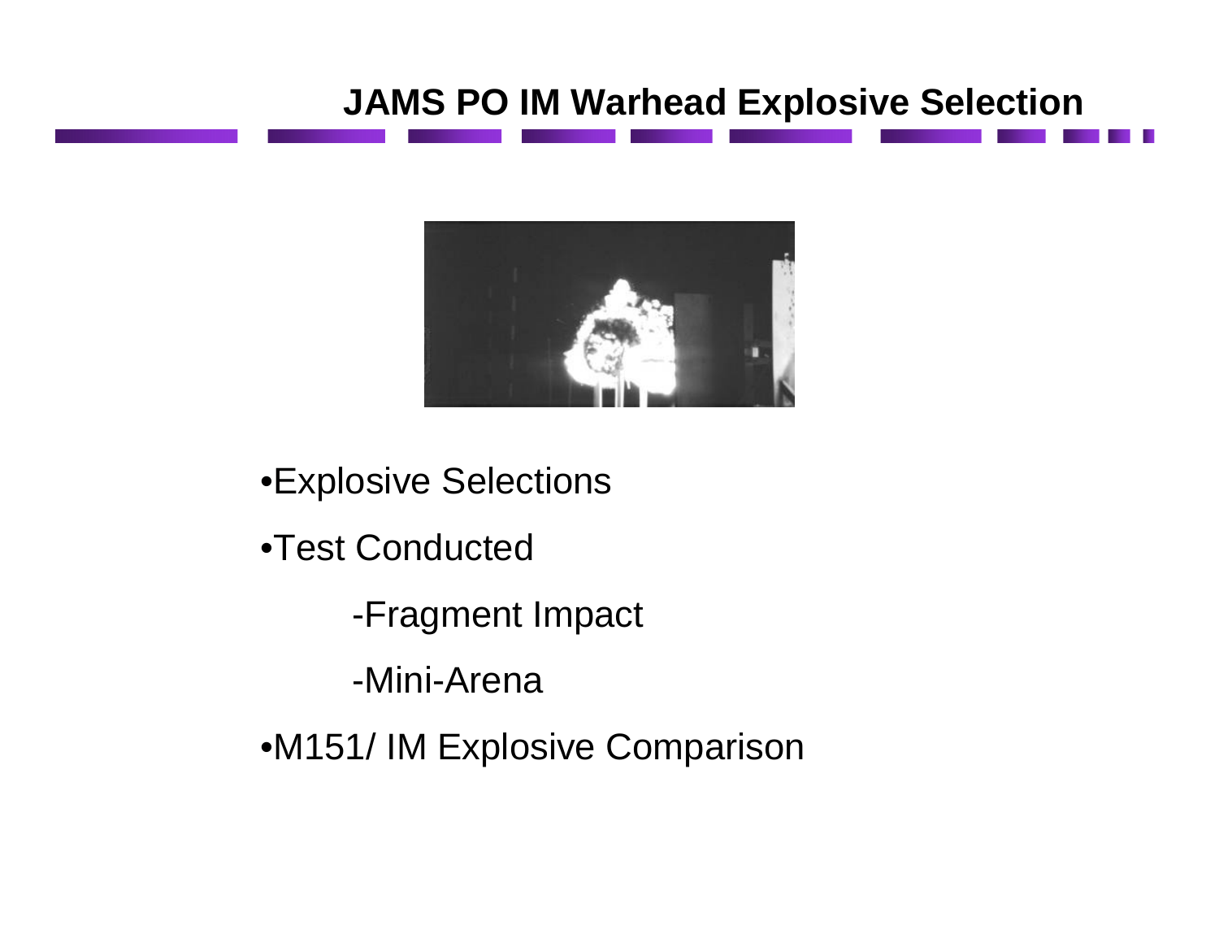# JAMS PO IM Warhead Explosive Selection

- Explosive Selections
- Test Conducted
  - -Fragment Impact
  - -Mini-Arena
- M151/ IM Explosive Comparison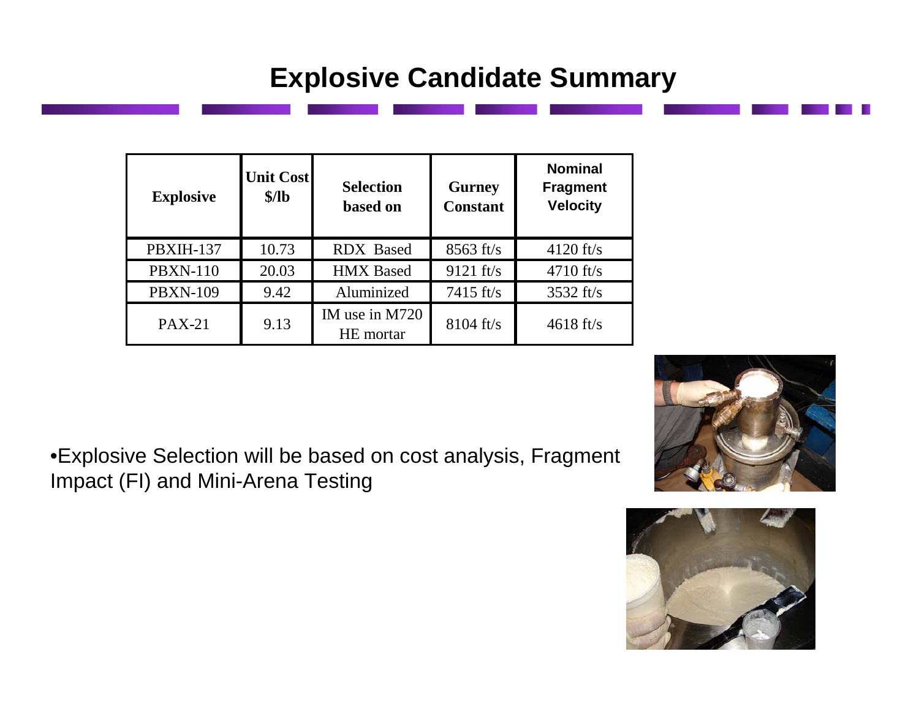# Explosive Candidate Summary

| Explosive | Unit Cost $/lb | Selection based on | Gurney Constant | Nominal Fragment Velocity |
|---|---|---|---|---|
| PBXIH-137 | 10.73 | RDX Based | 8563 ft/s | 4120 ft/s |
| PBXN-110 | 20.03 | HMX Based | 9121 ft/s | 4710 ft/s |
| PBXN-109 | 9.42 | Aluminized | 7415 ft/s | 3532 ft/s |
| PAX-21 | 9.13 | IM use in M720 HE mortar | 8104 ft/s | 4618 ft/s |

- Explosive Selection will be based on cost analysis, Fragment Impact (FI) and Mini-Arena Testing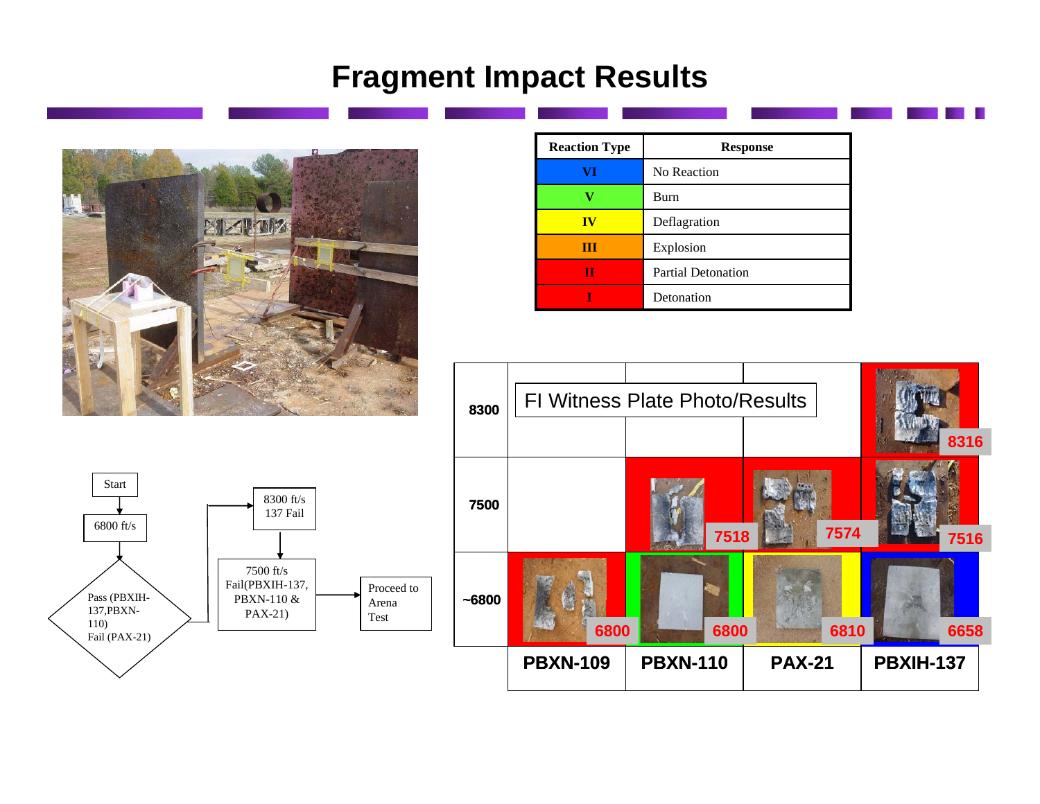# Fragment Impact Results

| Reaction Type | Response |
| --- | --- |
| VI | No Reaction |
| V | Burn |
| IV | Deflagration |
| III | Explosion |
| II | Partial Detonation |
| I | Detonation |

Start → 6800 ft/s → Pass (PBXIH-137, PBXN-110) Fail (PAX-21) → 8300 ft/s 137 Fail → 7500 ft/s Fail(PBXIH-137, PBXN-110 & PAX-21) → Proceed to Arena Test

FI Witness Plate Photo/Results

| | PBXN-109 | PBXN-110 | PAX-21 | PBXIH-137 |
| --- | --- | --- | --- | --- |
| 8300 | | | | 8316 |
| 7500 | | 7518 | 7574 | 7516 |
| ~6800 | 6800 | 6800 | 6810 | 6658 |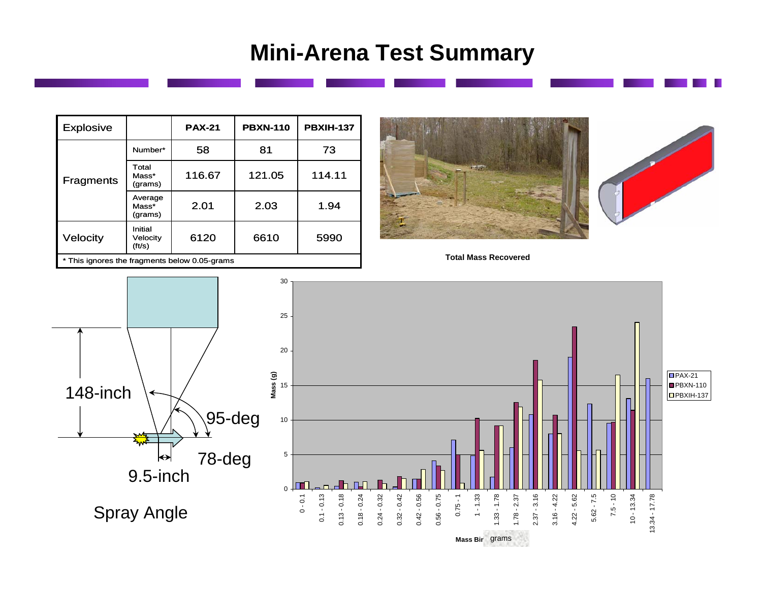# Mini-Arena Test Summary

| Explosive | | PAX-21 | PBXN-110 | PBXIH-137 |
|---|---|---|---|---|
| Fragments | Number* | 58 | 81 | 73 |
| | Total Mass* (grams) | 116.67 | 121.05 | 114.11 |
| | Average Mass* (grams) | 2.01 | 2.03 | 1.94 |
| Velocity | Initial Velocity (ft/s) | 6120 | 6610 | 5990 |

\* This ignores the fragments below 0.05-grams

148-inch

95-deg

78-deg

9.5-inch

Spray Angle

Total Mass Recovered

Mass (g)

Mass Bin grams

PAX-21
PBXN-110
PBXIH-137

0 - 0.1, 0.1 - 0.13, 0.13 - 0.18, 0.18 - 0.24, 0.24 - 0.32, 0.32 - 0.42, 0.42 - 0.56, 0.56 - 0.75, 0.75 - 1, 1 - 1.33, 1.33 - 1.78, 1.78 - 2.37, 2.37 - 3.16, 3.16 - 4.22, 4.22 - 5.62, 5.62 - 7.5, 7.5 - 10, 10 - 13.34, 13.34 - 17.78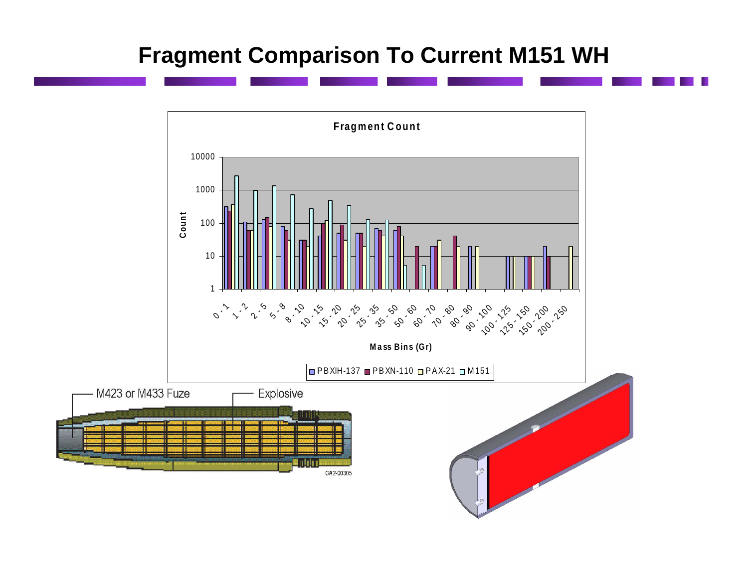# Fragment Comparison To Current M151 WH

**Fragment Count**

Count (log scale: 1, 10, 100, 1000, 10000)

Mass Bins (Gr): 0 - 1, 1 - 2, 2 - 5, 5 - 8, 8 - 10, 10 - 15, 15 - 20, 20 - 25, 25 - 35, 35 - 50, 50 - 60, 60 - 70, 70 - 80, 80 - 90, 90 - 100, 100 - 125, 125 - 150, 150 - 200, 200 - 250

Legend: PBXIH-137, PBXN-110, PAX-21, M151

M423 or M433 Fuze

Explosive

CA2-00305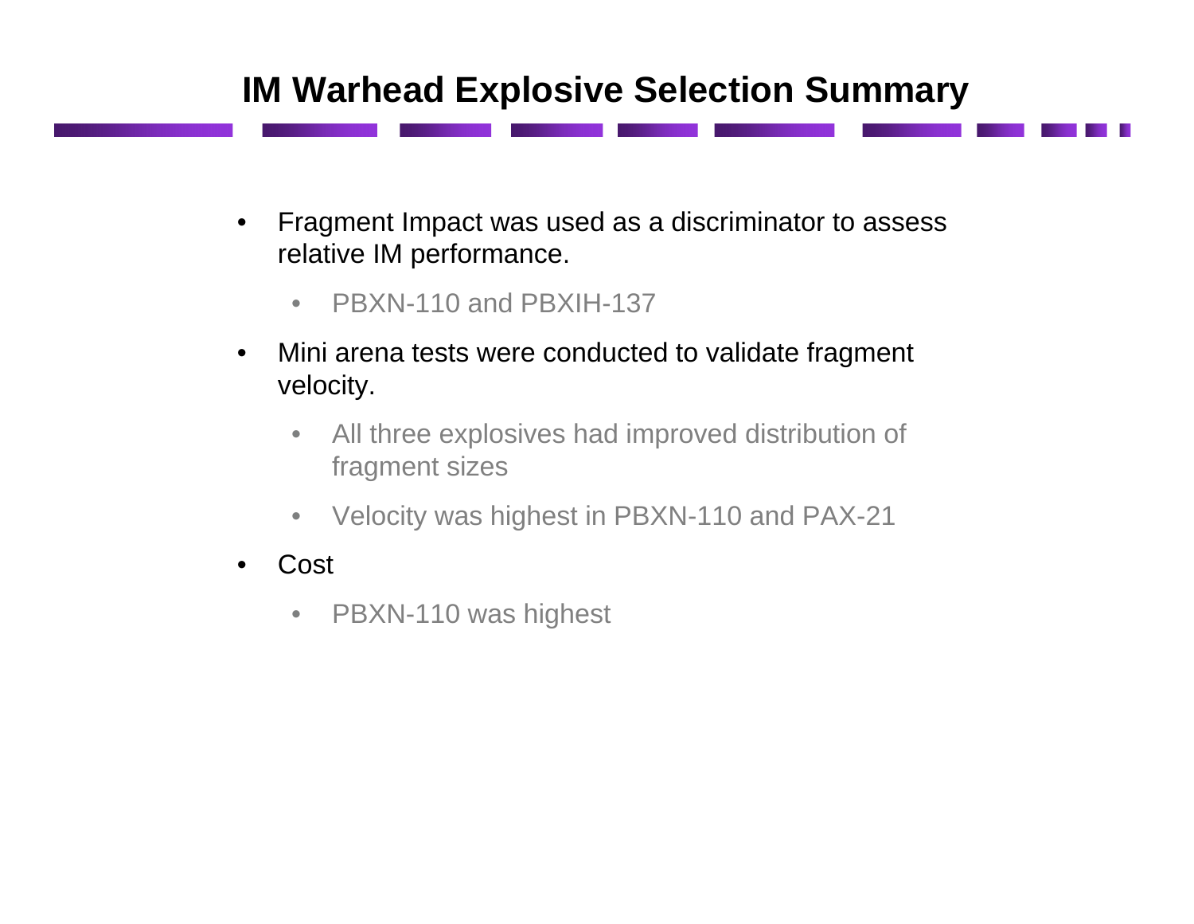# IM Warhead Explosive Selection Summary

- Fragment Impact was used as a discriminator to assess relative IM performance.
    - PBXN-110 and PBXIH-137
- Mini arena tests were conducted to validate fragment velocity.
    - All three explosives had improved distribution of fragment sizes
    - Velocity was highest in PBXN-110 and PAX-21
- Cost
    - PBXN-110 was highest